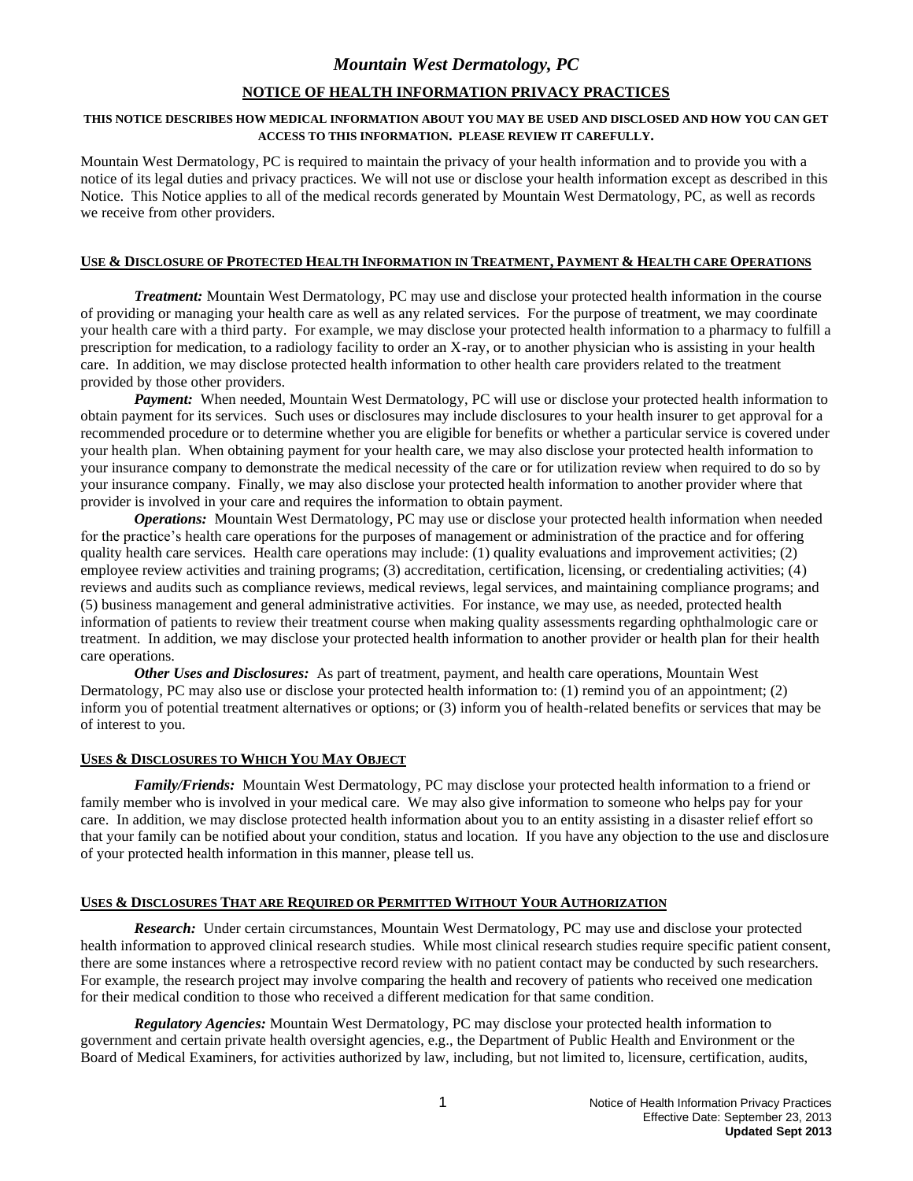## *Mountain West Dermatology, PC*

### NOTICE OF HEALTH INFORMATION PRIVACY PRACTICES

**THIS NOTICE DESCRIBES HOW MEDICAL INFORMATION ABOUT YOU MAY BE USED AND DISCLOSED AND HOW YOU CAN GET ACCESS TO THIS INFORMATION. PLEASE REVIEW IT CAREFULLY.**

Mountain West Dermatology, PC is required to maintain the privacy of your health information and to provide you with a notice of its legal duties and privacy practices. We will not use or disclose your health information except as described in this Notice. This Notice applies to all of the medical records generated by Mountain West Dermatology, PC, as well as records we receive from other providers.

#### USE & DISCLOSURE OF PROTECTED HEALTH INFORMATION IN TREATMENT, PAYMENT & HEALTH CARE OPERATIONS

***Treatment:*** Mountain West Dermatology, PC may use and disclose your protected health information in the course of providing or managing your health care as well as any related services. For the purpose of treatment, we may coordinate your health care with a third party. For example, we may disclose your protected health information to a pharmacy to fulfill a prescription for medication, to a radiology facility to order an X-ray, or to another physician who is assisting in your health care. In addition, we may disclose protected health information to other health care providers related to the treatment provided by those other providers.

***Payment:*** When needed, Mountain West Dermatology, PC will use or disclose your protected health information to obtain payment for its services. Such uses or disclosures may include disclosures to your health insurer to get approval for a recommended procedure or to determine whether you are eligible for benefits or whether a particular service is covered under your health plan. When obtaining payment for your health care, we may also disclose your protected health information to your insurance company to demonstrate the medical necessity of the care or for utilization review when required to do so by your insurance company. Finally, we may also disclose your protected health information to another provider where that provider is involved in your care and requires the information to obtain payment.

***Operations:*** Mountain West Dermatology, PC may use or disclose your protected health information when needed for the practice's health care operations for the purposes of management or administration of the practice and for offering quality health care services. Health care operations may include: (1) quality evaluations and improvement activities; (2) employee review activities and training programs; (3) accreditation, certification, licensing, or credentialing activities; (4) reviews and audits such as compliance reviews, medical reviews, legal services, and maintaining compliance programs; and (5) business management and general administrative activities. For instance, we may use, as needed, protected health information of patients to review their treatment course when making quality assessments regarding ophthalmologic care or treatment. In addition, we may disclose your protected health information to another provider or health plan for their health care operations.

***Other Uses and Disclosures:*** As part of treatment, payment, and health care operations, Mountain West Dermatology, PC may also use or disclose your protected health information to: (1) remind you of an appointment; (2) inform you of potential treatment alternatives or options; or (3) inform you of health-related benefits or services that may be of interest to you.

#### USES & DISCLOSURES TO WHICH YOU MAY OBJECT

***Family/Friends:*** Mountain West Dermatology, PC may disclose your protected health information to a friend or family member who is involved in your medical care. We may also give information to someone who helps pay for your care. In addition, we may disclose protected health information about you to an entity assisting in a disaster relief effort so that your family can be notified about your condition, status and location. If you have any objection to the use and disclosure of your protected health information in this manner, please tell us.

#### USES & DISCLOSURES THAT ARE REQUIRED OR PERMITTED WITHOUT YOUR AUTHORIZATION

***Research:*** Under certain circumstances, Mountain West Dermatology, PC may use and disclose your protected health information to approved clinical research studies. While most clinical research studies require specific patient consent, there are some instances where a retrospective record review with no patient contact may be conducted by such researchers. For example, the research project may involve comparing the health and recovery of patients who received one medication for their medical condition to those who received a different medication for that same condition.

***Regulatory Agencies:*** Mountain West Dermatology, PC may disclose your protected health information to government and certain private health oversight agencies, e.g., the Department of Public Health and Environment or the Board of Medical Examiners, for activities authorized by law, including, but not limited to, licensure, certification, audits,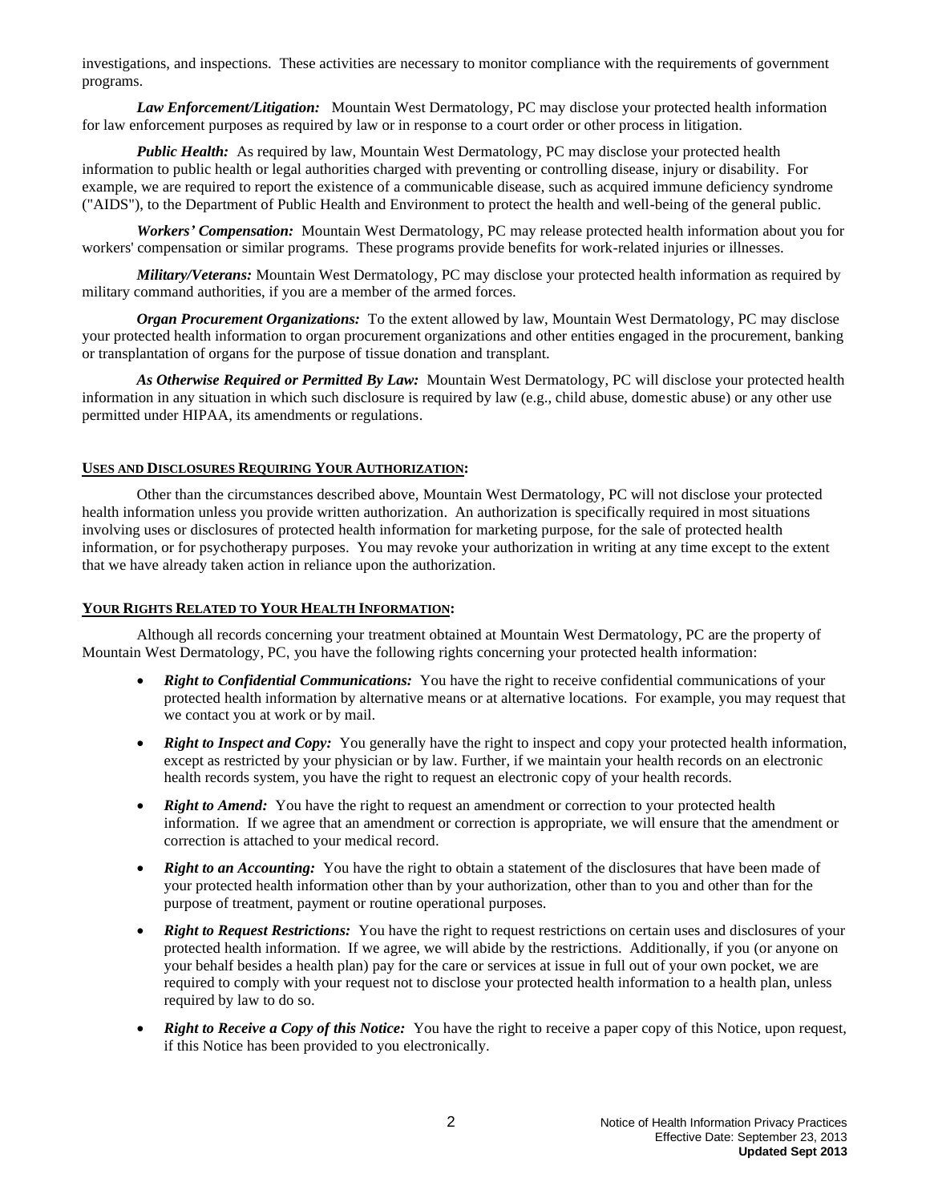investigations, and inspections. These activities are necessary to monitor compliance with the requirements of government programs.

***Law Enforcement/Litigation:*** Mountain West Dermatology, PC may disclose your protected health information for law enforcement purposes as required by law or in response to a court order or other process in litigation.

***Public Health:*** As required by law, Mountain West Dermatology, PC may disclose your protected health information to public health or legal authorities charged with preventing or controlling disease, injury or disability. For example, we are required to report the existence of a communicable disease, such as acquired immune deficiency syndrome ("AIDS"), to the Department of Public Health and Environment to protect the health and well-being of the general public.

***Workers' Compensation:*** Mountain West Dermatology, PC may release protected health information about you for workers' compensation or similar programs. These programs provide benefits for work-related injuries or illnesses.

***Military/Veterans:*** Mountain West Dermatology, PC may disclose your protected health information as required by military command authorities, if you are a member of the armed forces.

***Organ Procurement Organizations:*** To the extent allowed by law, Mountain West Dermatology, PC may disclose your protected health information to organ procurement organizations and other entities engaged in the procurement, banking or transplantation of organs for the purpose of tissue donation and transplant.

***As Otherwise Required or Permitted By Law:*** Mountain West Dermatology, PC will disclose your protected health information in any situation in which such disclosure is required by law (e.g., child abuse, domestic abuse) or any other use permitted under HIPAA, its amendments or regulations.

## USES AND DISCLOSURES REQUIRING YOUR AUTHORIZATION:

Other than the circumstances described above, Mountain West Dermatology, PC will not disclose your protected health information unless you provide written authorization. An authorization is specifically required in most situations involving uses or disclosures of protected health information for marketing purpose, for the sale of protected health information, or for psychotherapy purposes. You may revoke your authorization in writing at any time except to the extent that we have already taken action in reliance upon the authorization.

## YOUR RIGHTS RELATED TO YOUR HEALTH INFORMATION:

Although all records concerning your treatment obtained at Mountain West Dermatology, PC are the property of Mountain West Dermatology, PC, you have the following rights concerning your protected health information:

- ***Right to Confidential Communications:*** You have the right to receive confidential communications of your protected health information by alternative means or at alternative locations. For example, you may request that we contact you at work or by mail.
- ***Right to Inspect and Copy:*** You generally have the right to inspect and copy your protected health information, except as restricted by your physician or by law. Further, if we maintain your health records on an electronic health records system, you have the right to request an electronic copy of your health records.
- ***Right to Amend:*** You have the right to request an amendment or correction to your protected health information. If we agree that an amendment or correction is appropriate, we will ensure that the amendment or correction is attached to your medical record.
- ***Right to an Accounting:*** You have the right to obtain a statement of the disclosures that have been made of your protected health information other than by your authorization, other than to you and other than for the purpose of treatment, payment or routine operational purposes.
- ***Right to Request Restrictions:*** You have the right to request restrictions on certain uses and disclosures of your protected health information. If we agree, we will abide by the restrictions. Additionally, if you (or anyone on your behalf besides a health plan) pay for the care or services at issue in full out of your own pocket, we are required to comply with your request not to disclose your protected health information to a health plan, unless required by law to do so.
- ***Right to Receive a Copy of this Notice:*** You have the right to receive a paper copy of this Notice, upon request, if this Notice has been provided to you electronically.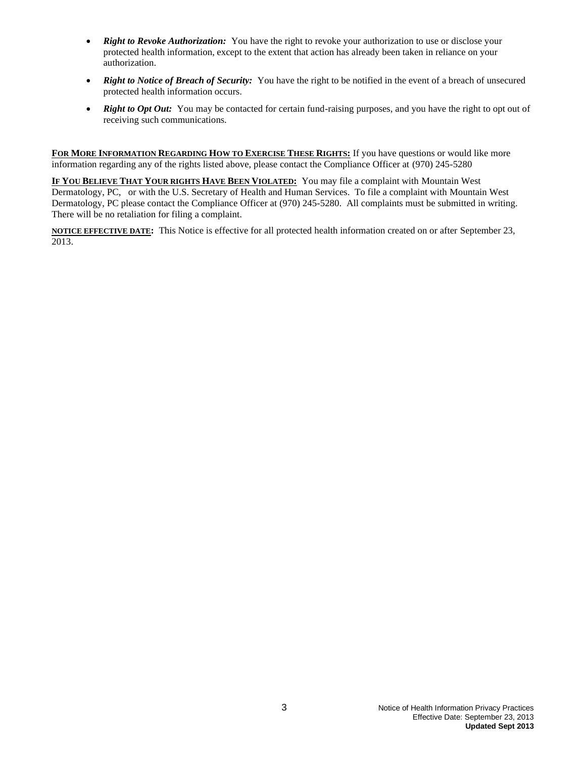- ***Right to Revoke Authorization:*** You have the right to revoke your authorization to use or disclose your protected health information, except to the extent that action has already been taken in reliance on your authorization.
- ***Right to Notice of Breach of Security:*** You have the right to be notified in the event of a breach of unsecured protected health information occurs.
- ***Right to Opt Out:*** You may be contacted for certain fund-raising purposes, and you have the right to opt out of receiving such communications.

**FOR MORE INFORMATION REGARDING HOW TO EXERCISE THESE RIGHTS:** If you have questions or would like more information regarding any of the rights listed above, please contact the Compliance Officer at (970) 245-5280

**IF YOU BELIEVE THAT YOUR RIGHTS HAVE BEEN VIOLATED:** You may file a complaint with Mountain West Dermatology, PC, or with the U.S. Secretary of Health and Human Services. To file a complaint with Mountain West Dermatology, PC please contact the Compliance Officer at (970) 245-5280. All complaints must be submitted in writing. There will be no retaliation for filing a complaint.

**NOTICE EFFECTIVE DATE:** This Notice is effective for all protected health information created on or after September 23, 2013.